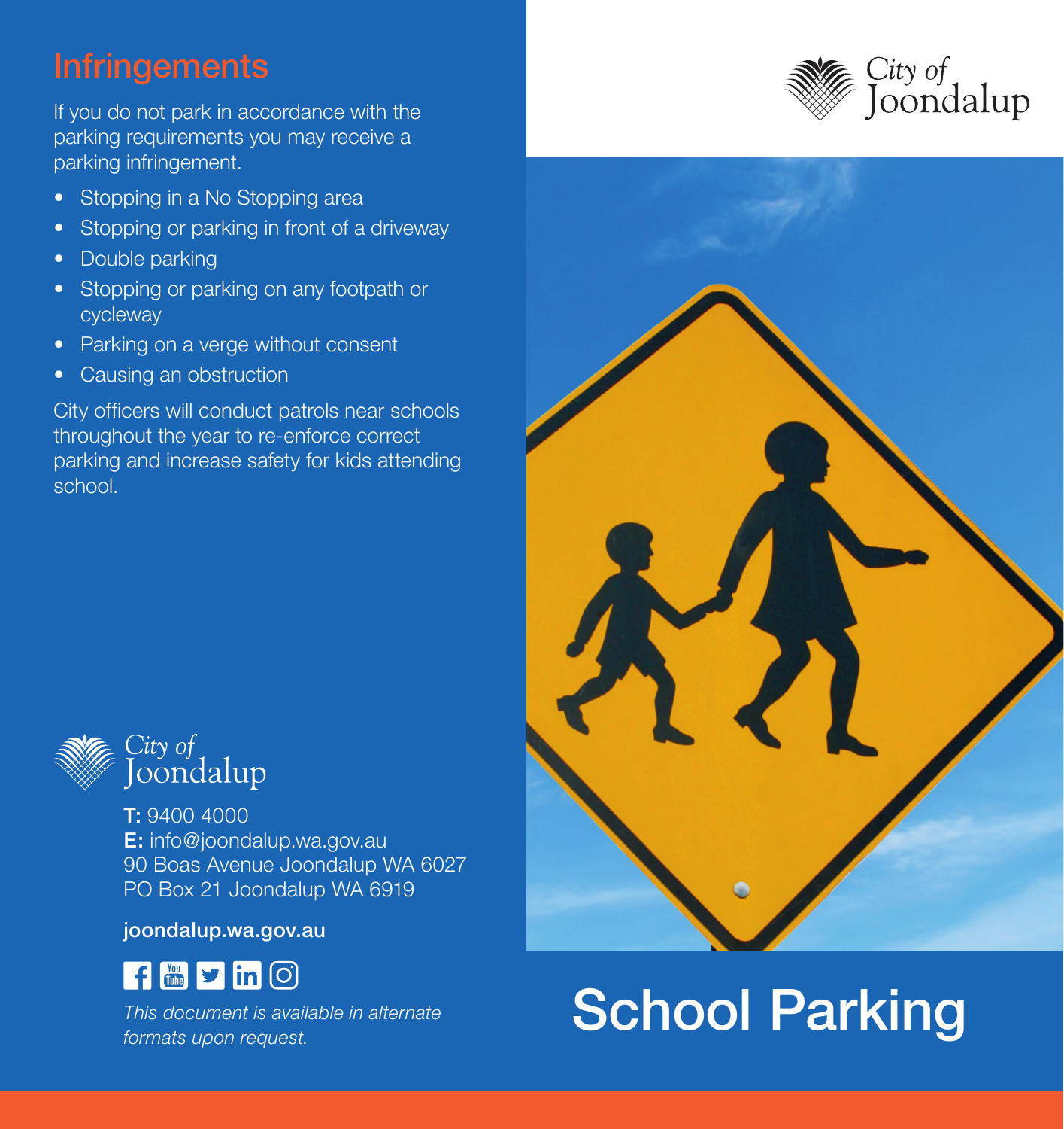## Infringements

If you do not park in accordance with the parking requirements you may receive a parking infringement.

- Stopping in a No Stopping area
- Stopping or parking in front of a driveway
- Double parking
- Stopping or parking on any footpath or cycleway
- Parking on a verge without consent
- Causing an obstruction

City officers will conduct patrols near schools throughout the year to re-enforce correct parking and increase safety for kids attending school.

City of Joondalup

**T:** 9400 4000
**E:** info@joondalup.wa.gov.au
90 Boas Avenue Joondalup WA 6027
PO Box 21 Joondalup WA 6919

**joondalup.wa.gov.au**

*This document is available in alternate formats upon request.*

City of Joondalup

# School Parking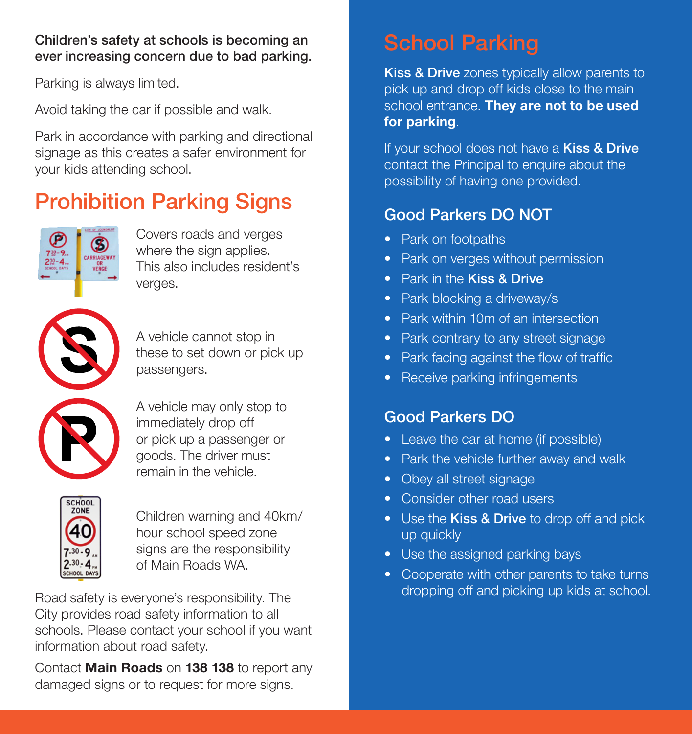**Children's safety at schools is becoming an ever increasing concern due to bad parking.**

Parking is always limited.

Avoid taking the car if possible and walk.

Park in accordance with parking and directional signage as this creates a safer environment for your kids attending school.

## Prohibition Parking Signs

Covers roads and verges where the sign applies. This also includes resident's verges.

A vehicle cannot stop in these to set down or pick up passengers.

A vehicle may only stop to immediately drop off or pick up a passenger or goods. The driver must remain in the vehicle.

Children warning and 40km/hour school speed zone signs are the responsibility of Main Roads WA.

Road safety is everyone's responsibility. The City provides road safety information to all schools. Please contact your school if you want information about road safety.

Contact **Main Roads** on **138 138** to report any damaged signs or to request for more signs.

## School Parking

**Kiss & Drive** zones typically allow parents to pick up and drop off kids close to the main school entrance. **They are not to be used for parking**.

If your school does not have a **Kiss & Drive** contact the Principal to enquire about the possibility of having one provided.

### Good Parkers DO NOT

- Park on footpaths
- Park on verges without permission
- Park in the **Kiss & Drive**
- Park blocking a driveway/s
- Park within 10m of an intersection
- Park contrary to any street signage
- Park facing against the flow of traffic
- Receive parking infringements

### Good Parkers DO

- Leave the car at home (if possible)
- Park the vehicle further away and walk
- Obey all street signage
- Consider other road users
- Use the **Kiss & Drive** to drop off and pick up quickly
- Use the assigned parking bays
- Cooperate with other parents to take turns dropping off and picking up kids at school.